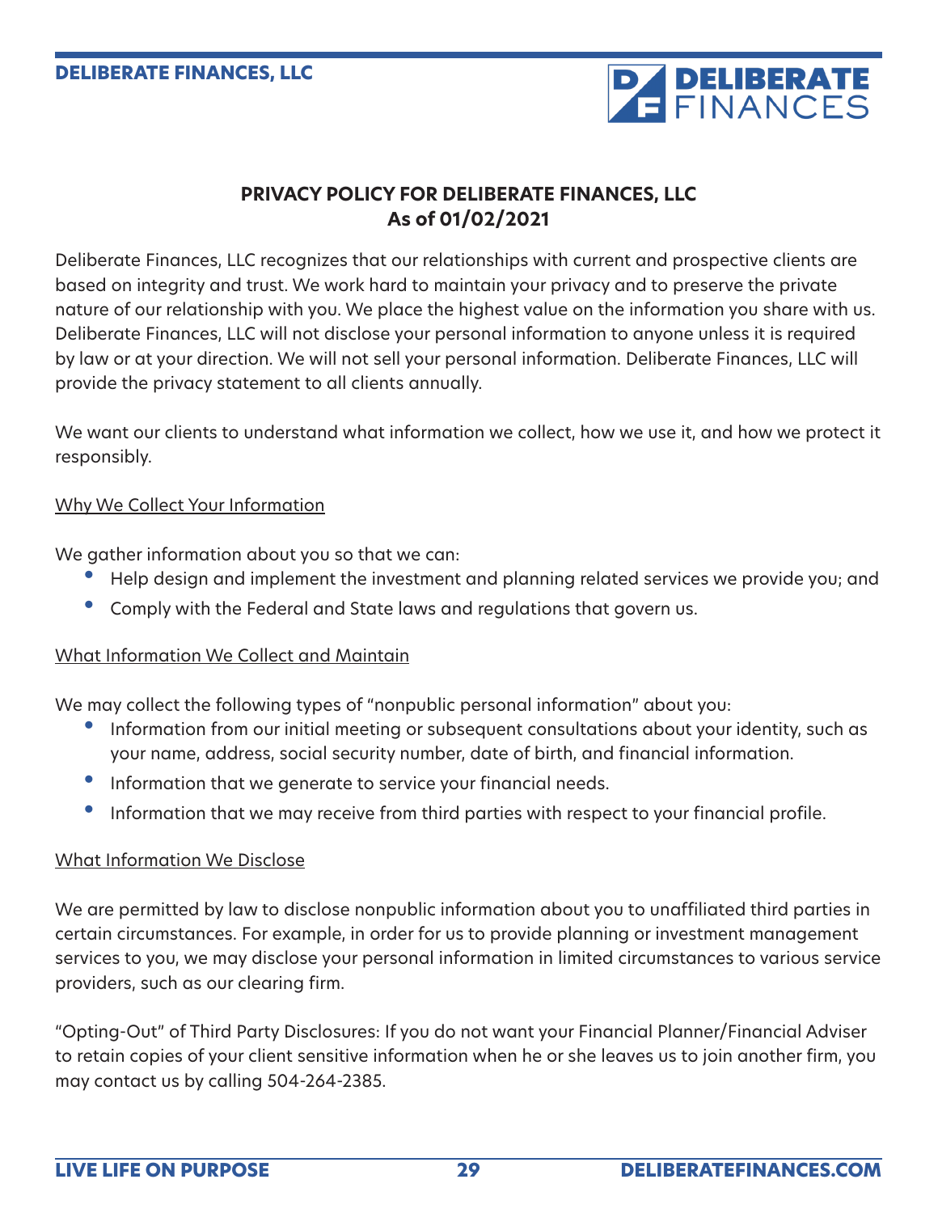# PRIVACY POLICY FOR DELIBERATE FINANCES, LLC
## As of 01/02/2021

Deliberate Finances, LLC recognizes that our relationships with current and prospective clients are based on integrity and trust. We work hard to maintain your privacy and to preserve the private nature of our relationship with you. We place the highest value on the information you share with us. Deliberate Finances, LLC will not disclose your personal information to anyone unless it is required by law or at your direction. We will not sell your personal information. Deliberate Finances, LLC will provide the privacy statement to all clients annually.

We want our clients to understand what information we collect, how we use it, and how we protect it responsibly.

### Why We Collect Your Information

We gather information about you so that we can:

- Help design and implement the investment and planning related services we provide you; and
- Comply with the Federal and State laws and regulations that govern us.

### What Information We Collect and Maintain

We may collect the following types of "nonpublic personal information" about you:

- Information from our initial meeting or subsequent consultations about your identity, such as your name, address, social security number, date of birth, and financial information.
- Information that we generate to service your financial needs.
- Information that we may receive from third parties with respect to your financial profile.

### What Information We Disclose

We are permitted by law to disclose nonpublic information about you to unaffiliated third parties in certain circumstances. For example, in order for us to provide planning or investment management services to you, we may disclose your personal information in limited circumstances to various service providers, such as our clearing firm.

"Opting-Out" of Third Party Disclosures: If you do not want your Financial Planner/Financial Adviser to retain copies of your client sensitive information when he or she leaves us to join another firm, you may contact us by calling 504-264-2385.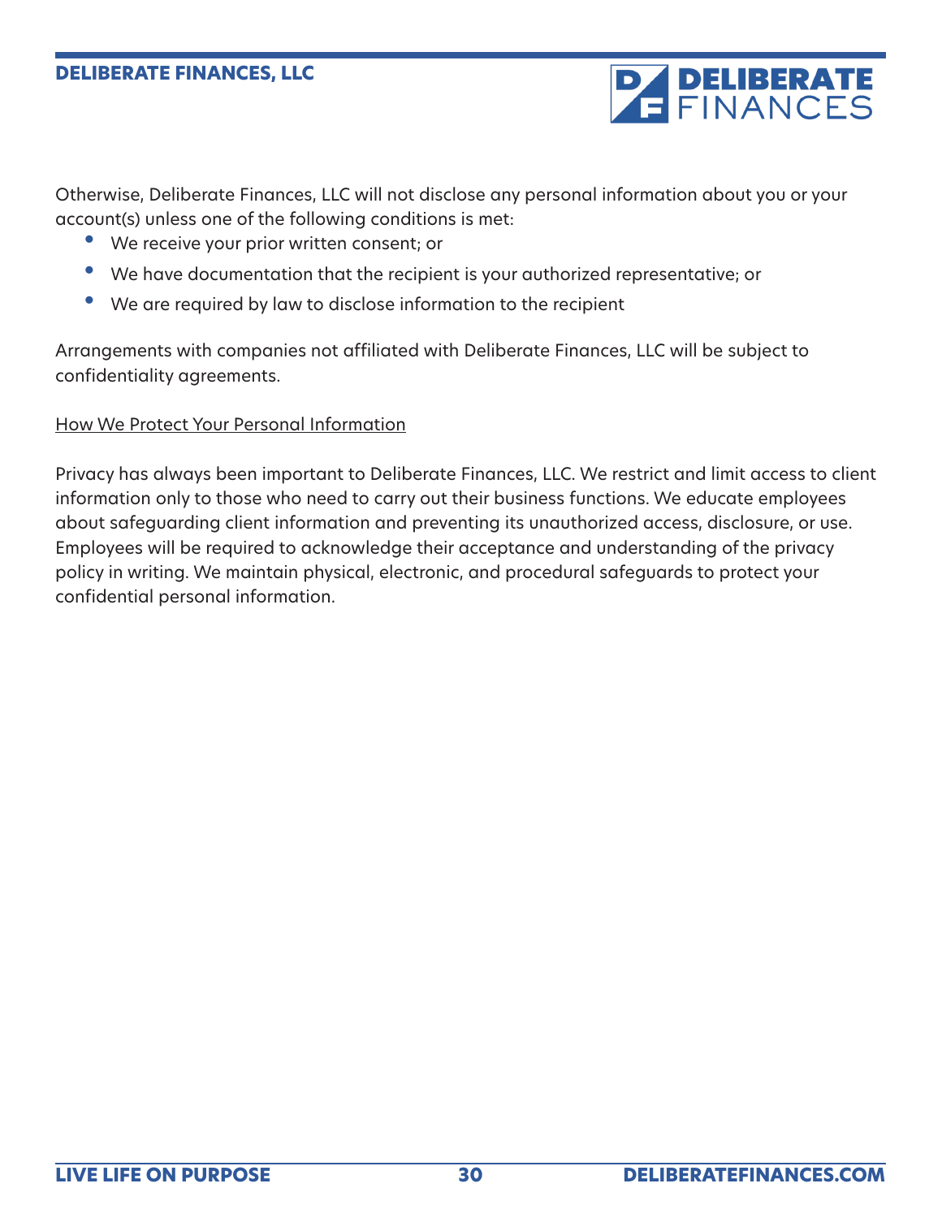Otherwise, Deliberate Finances, LLC will not disclose any personal information about you or your account(s) unless one of the following conditions is met:

- We receive your prior written consent; or
- We have documentation that the recipient is your authorized representative; or
- We are required by law to disclose information to the recipient

Arrangements with companies not affiliated with Deliberate Finances, LLC will be subject to confidentiality agreements.

How We Protect Your Personal Information

Privacy has always been important to Deliberate Finances, LLC. We restrict and limit access to client information only to those who need to carry out their business functions. We educate employees about safeguarding client information and preventing its unauthorized access, disclosure, or use. Employees will be required to acknowledge their acceptance and understanding of the privacy policy in writing. We maintain physical, electronic, and procedural safeguards to protect your confidential personal information.